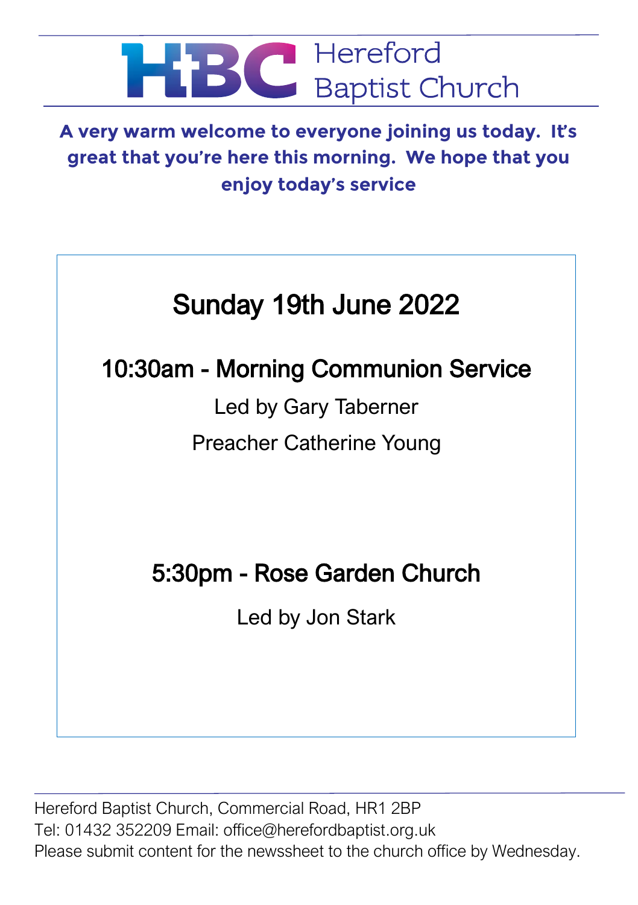# HBC Hereford Baptist Church

**A very warm welcome to everyone joining us today. It's great that you're here this morning. We hope that you enjoy today's service**

## Sunday 19th June 2022

### 10:30am - Morning Communion Service

Led by Gary Taberner

Preacher Catherine Young

### 5:30pm - Rose Garden Church

Led by Jon Stark

Hereford Baptist Church, Commercial Road, HR1 2BP
Tel: 01432 352209 Email: office@herefordbaptist.org.uk
Please submit content for the newssheet to the church office by Wednesday.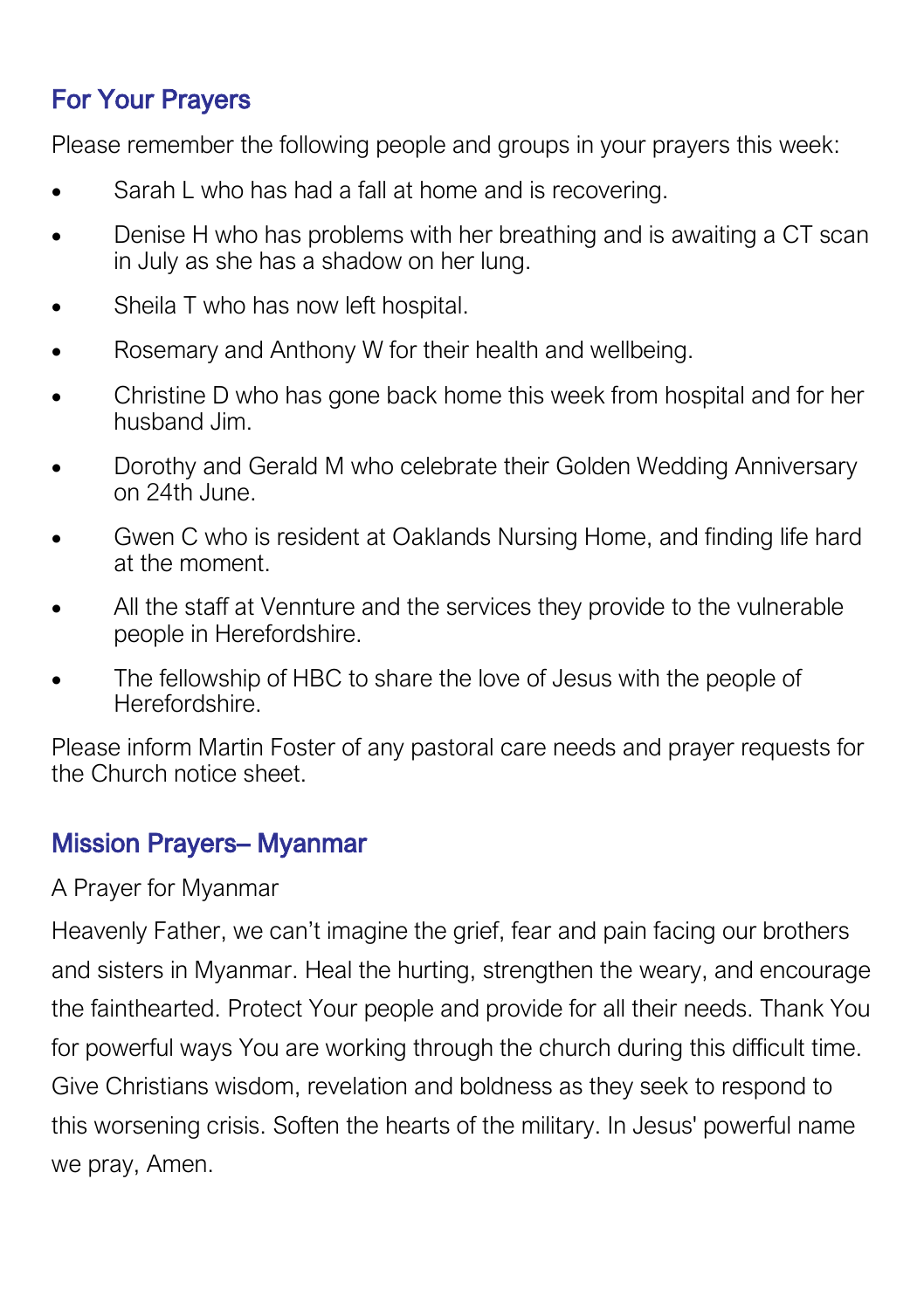## For Your Prayers

Please remember the following people and groups in your prayers this week:

- Sarah L who has had a fall at home and is recovering.
- Denise H who has problems with her breathing and is awaiting a CT scan in July as she has a shadow on her lung.
- Sheila T who has now left hospital.
- Rosemary and Anthony W for their health and wellbeing.
- Christine D who has gone back home this week from hospital and for her husband Jim.
- Dorothy and Gerald M who celebrate their Golden Wedding Anniversary on 24th June.
- Gwen C who is resident at Oaklands Nursing Home, and finding life hard at the moment.
- All the staff at Vennture and the services they provide to the vulnerable people in Herefordshire.
- The fellowship of HBC to share the love of Jesus with the people of Herefordshire.

Please inform Martin Foster of any pastoral care needs and prayer requests for the Church notice sheet.

## Mission Prayers– Myanmar

A Prayer for Myanmar

Heavenly Father, we can't imagine the grief, fear and pain facing our brothers and sisters in Myanmar. Heal the hurting, strengthen the weary, and encourage the fainthearted. Protect Your people and provide for all their needs. Thank You for powerful ways You are working through the church during this difficult time. Give Christians wisdom, revelation and boldness as they seek to respond to this worsening crisis. Soften the hearts of the military. In Jesus' powerful name we pray, Amen.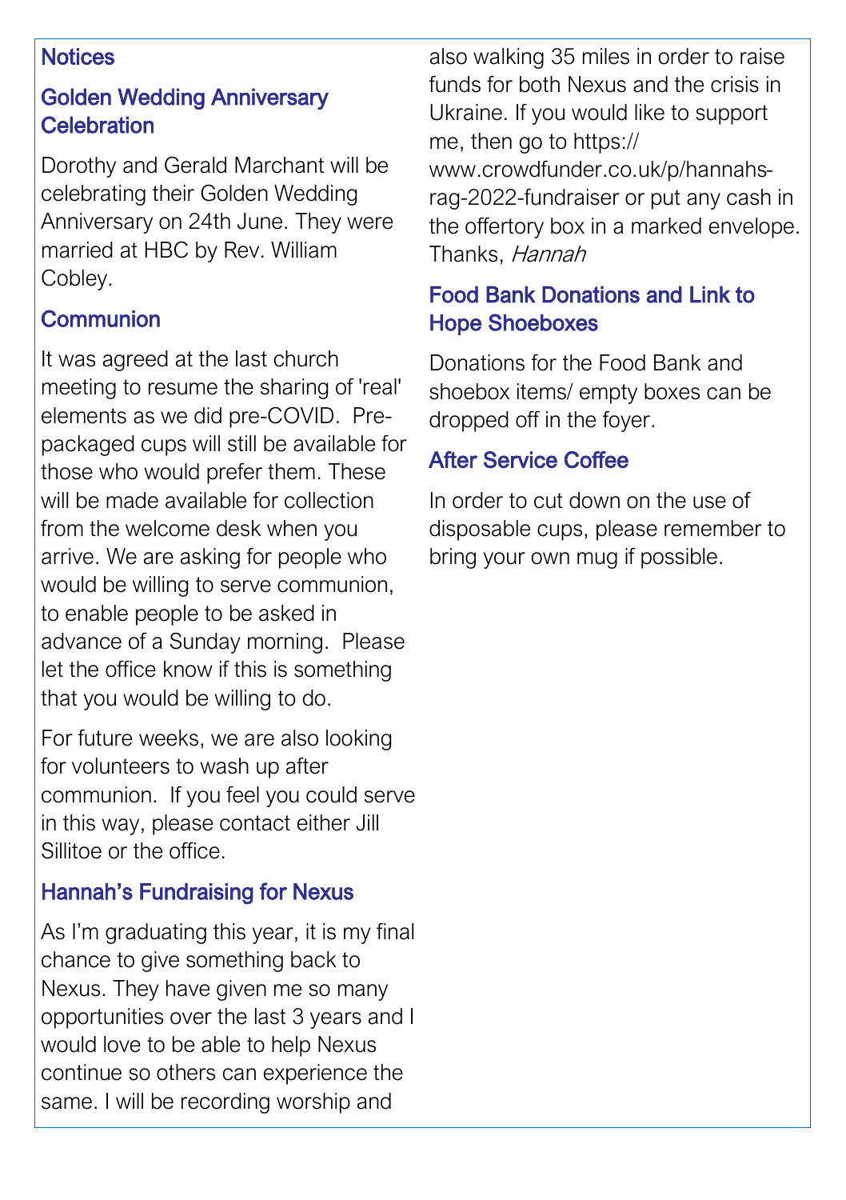## Notices

### Golden Wedding Anniversary Celebration

Dorothy and Gerald Marchant will be celebrating their Golden Wedding Anniversary on 24th June. They were married at HBC by Rev. William Cobley.

### Communion

It was agreed at the last church meeting to resume the sharing of 'real' elements as we did pre-COVID. Pre-packaged cups will still be available for those who would prefer them. These will be made available for collection from the welcome desk when you arrive. We are asking for people who would be willing to serve communion, to enable people to be asked in advance of a Sunday morning. Please let the office know if this is something that you would be willing to do.

For future weeks, we are also looking for volunteers to wash up after communion. If you feel you could serve in this way, please contact either Jill Sillitoe or the office.

### Hannah's Fundraising for Nexus

As I'm graduating this year, it is my final chance to give something back to Nexus. They have given me so many opportunities over the last 3 years and I would love to be able to help Nexus continue so others can experience the same. I will be recording worship and also walking 35 miles in order to raise funds for both Nexus and the crisis in Ukraine. If you would like to support me, then go to https://www.crowdfunder.co.uk/p/hannahs-rag-2022-fundraiser or put any cash in the offertory box in a marked envelope. Thanks, *Hannah*

### Food Bank Donations and Link to Hope Shoeboxes

Donations for the Food Bank and shoebox items/ empty boxes can be dropped off in the foyer.

### After Service Coffee

In order to cut down on the use of disposable cups, please remember to bring your own mug if possible.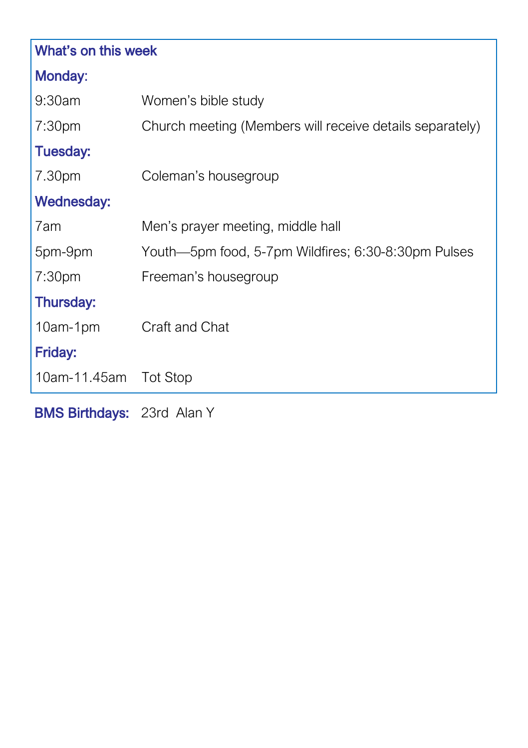## What's on this week

### Monday:

| | |
|---|---|
| 9:30am | Women's bible study |
| 7:30pm | Church meeting (Members will receive details separately) |

### Tuesday:

| | |
|---|---|
| 7.30pm | Coleman's housegroup |

### Wednesday:

| | |
|---|---|
| 7am | Men's prayer meeting, middle hall |
| 5pm-9pm | Youth—5pm food, 5-7pm Wildfires; 6:30-8:30pm Pulses |
| 7:30pm | Freeman's housegroup |

### Thursday:

| | |
|---|---|
| 10am-1pm | Craft and Chat |

### Friday:

| | |
|---|---|
| 10am-11.45am | Tot Stop |

**BMS Birthdays:** 23rd Alan Y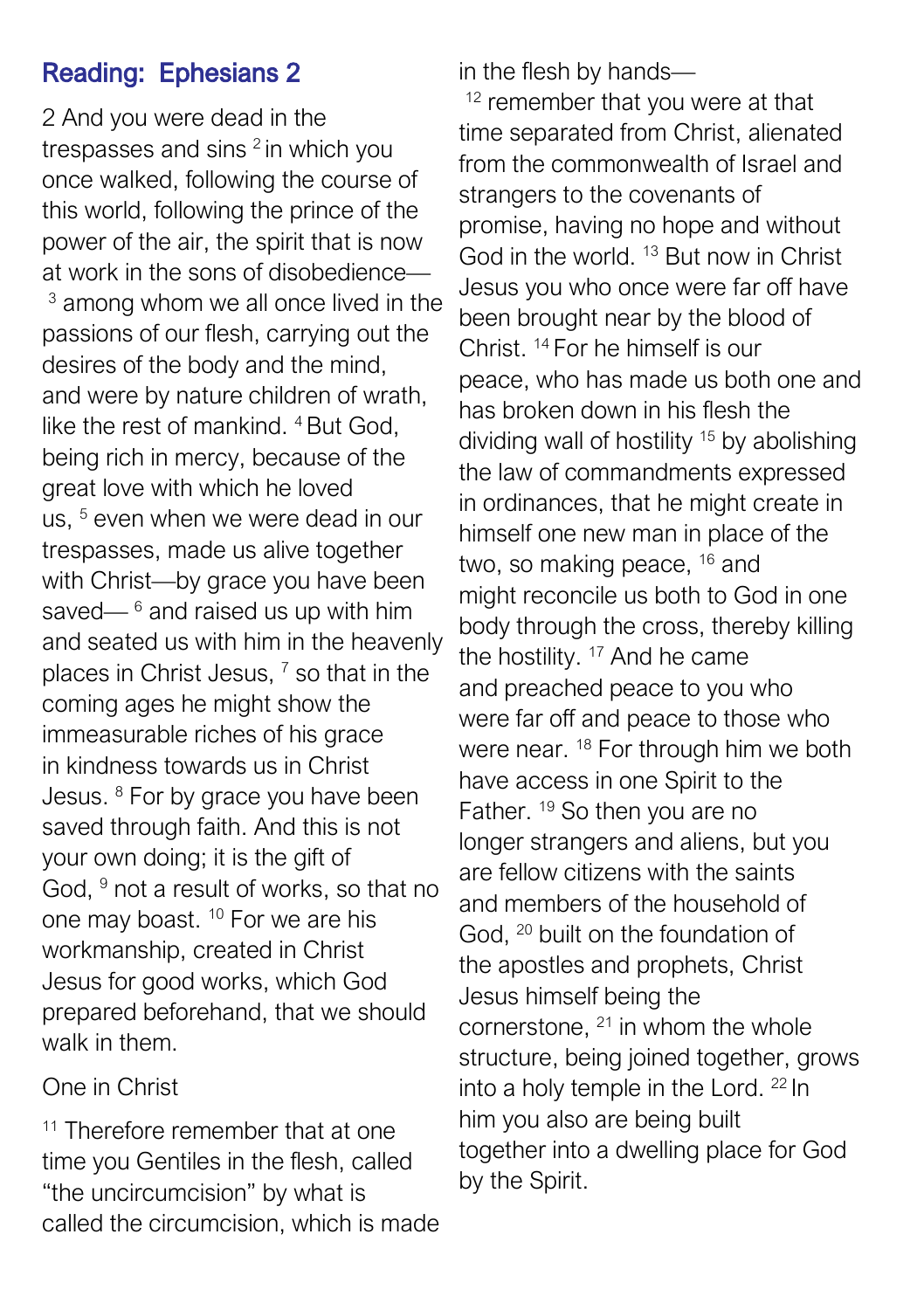## Reading: Ephesians 2

2 And you were dead in the trespasses and sins [2] in which you once walked, following the course of this world, following the prince of the power of the air, the spirit that is now at work in the sons of disobedience— [3] among whom we all once lived in the passions of our flesh, carrying out the desires of the body and the mind, and were by nature children of wrath, like the rest of mankind. [4] But God, being rich in mercy, because of the great love with which he loved us, [5] even when we were dead in our trespasses, made us alive together with Christ—by grace you have been saved— [6] and raised us up with him and seated us with him in the heavenly places in Christ Jesus, [7] so that in the coming ages he might show the immeasurable riches of his grace in kindness towards us in Christ Jesus. [8] For by grace you have been saved through faith. And this is not your own doing; it is the gift of God, [9] not a result of works, so that no one may boast. [10] For we are his workmanship, created in Christ Jesus for good works, which God prepared beforehand, that we should walk in them.

One in Christ

[11] Therefore remember that at one time you Gentiles in the flesh, called "the uncircumcision" by what is called the circumcision, which is made in the flesh by hands— [12] remember that you were at that time separated from Christ, alienated from the commonwealth of Israel and strangers to the covenants of promise, having no hope and without God in the world. [13] But now in Christ Jesus you who once were far off have been brought near by the blood of Christ. [14] For he himself is our peace, who has made us both one and has broken down in his flesh the dividing wall of hostility [15] by abolishing the law of commandments expressed in ordinances, that he might create in himself one new man in place of the two, so making peace, [16] and might reconcile us both to God in one body through the cross, thereby killing the hostility. [17] And he came and preached peace to you who were far off and peace to those who were near. [18] For through him we both have access in one Spirit to the Father. [19] So then you are no longer strangers and aliens, but you are fellow citizens with the saints and members of the household of God, [20] built on the foundation of the apostles and prophets, Christ Jesus himself being the cornerstone, [21] in whom the whole structure, being joined together, grows into a holy temple in the Lord. [22] In him you also are being built together into a dwelling place for God by the Spirit.